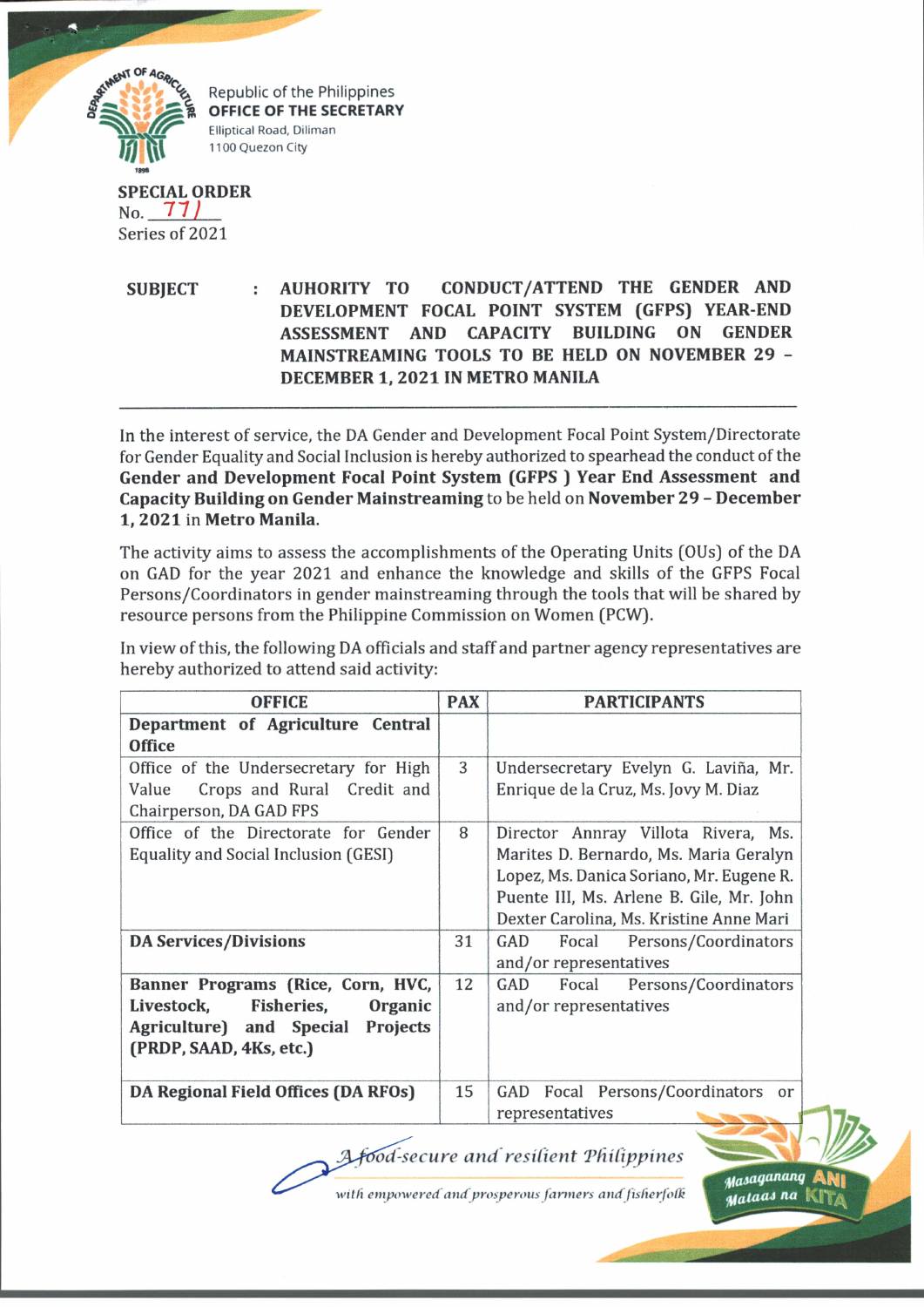Republic of the Philippines
**OFFICE OF THE SECRETARY**
Elliptical Road, Diliman
1100 Quezon City

**SPECIAL ORDER**
No. 771
Series of 2021

**SUBJECT : AUHORITY TO CONDUCT/ATTEND THE GENDER AND DEVELOPMENT FOCAL POINT SYSTEM (GFPS) YEAR-END ASSESSMENT AND CAPACITY BUILDING ON GENDER MAINSTREAMING TOOLS TO BE HELD ON NOVEMBER 29 – DECEMBER 1, 2021 IN METRO MANILA**

---

In the interest of service, the DA Gender and Development Focal Point System/Directorate for Gender Equality and Social Inclusion is hereby authorized to spearhead the conduct of the **Gender and Development Focal Point System (GFPS ) Year End Assessment and Capacity Building on Gender Mainstreaming** to be held on **November 29 – December 1, 2021** in **Metro Manila.**

The activity aims to assess the accomplishments of the Operating Units (OUs) of the DA on GAD for the year 2021 and enhance the knowledge and skills of the GFPS Focal Persons/Coordinators in gender mainstreaming through the tools that will be shared by resource persons from the Philippine Commission on Women (PCW).

In view of this, the following DA officials and staff and partner agency representatives are hereby authorized to attend said activity:

| OFFICE | PAX | PARTICIPANTS |
|---|---|---|
| **Department of Agriculture Central Office** | | |
| Office of the Undersecretary for High Value Crops and Rural Credit and Chairperson, DA GAD FPS | 3 | Undersecretary Evelyn G. Laviña, Mr. Enrique de la Cruz, Ms. Jovy M. Diaz |
| Office of the Directorate for Gender Equality and Social Inclusion (GESI) | 8 | Director Annray Villota Rivera, Ms. Marites D. Bernardo, Ms. Maria Geralyn Lopez, Ms. Danica Soriano, Mr. Eugene R. Puente III, Ms. Arlene B. Gile, Mr. John Dexter Carolina, Ms. Kristine Anne Mari |
| **DA Services/Divisions** | 31 | GAD Focal Persons/Coordinators and/or representatives |
| **Banner Programs (Rice, Corn, HVC, Livestock, Fisheries, Organic Agriculture) and Special Projects (PRDP, SAAD, 4Ks, etc.)** | 12 | GAD Focal Persons/Coordinators and/or representatives |
| **DA Regional Field Offices (DA RFOs)** | 15 | GAD Focal Persons/Coordinators or representatives |

*A food-secure and resilient Philippines*
*with empowered and prosperous farmers and fisherfolk*

Masaganang ANI Mataas na KITA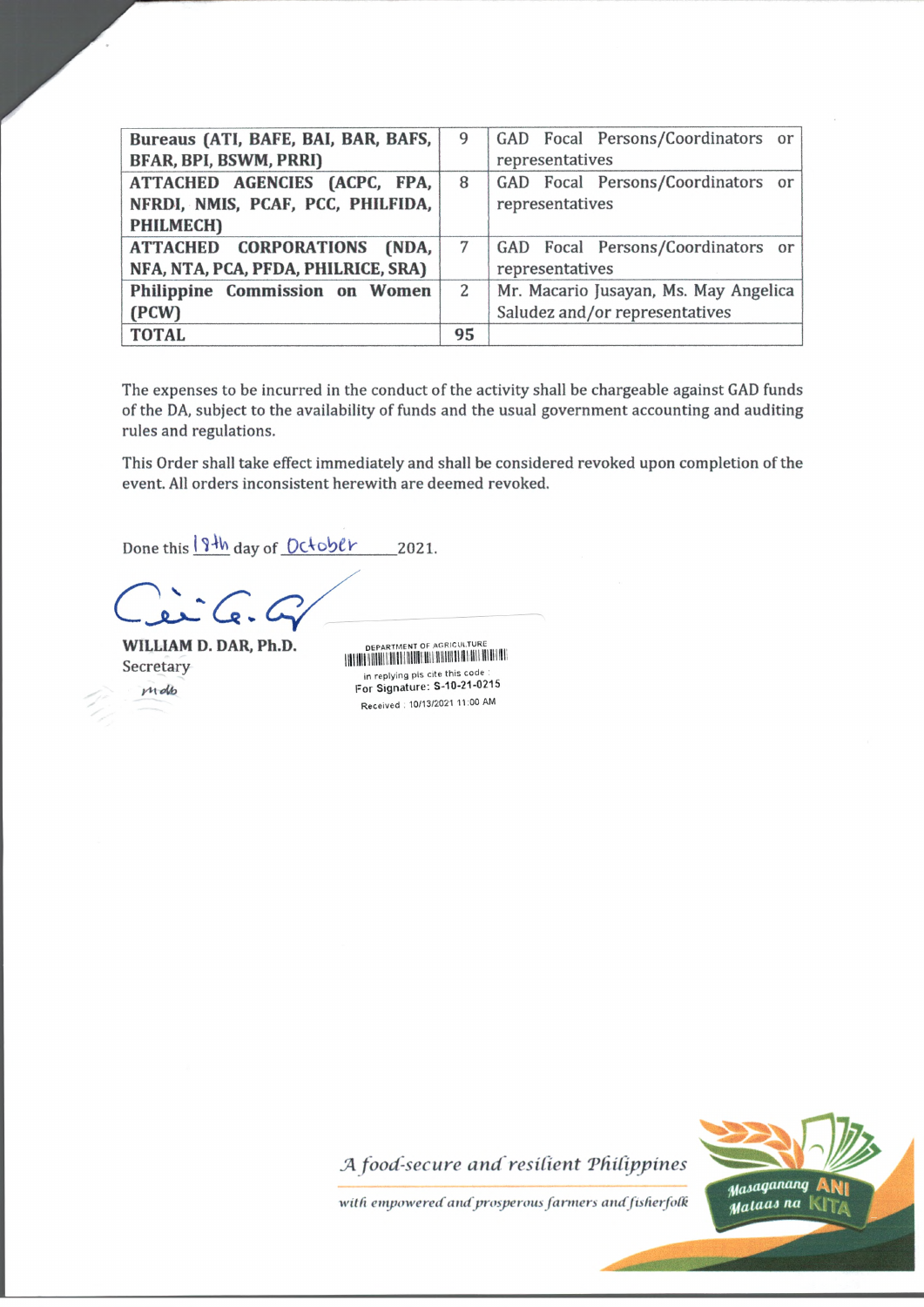| | | |
|---|---|---|
| **Bureaus (ATI, BAFE, BAI, BAR, BAFS, BFAR, BPI, BSWM, PRRI)** | 9 | GAD Focal Persons/Coordinators or representatives |
| **ATTACHED AGENCIES (ACPC, FPA, NFRDI, NMIS, PCAF, PCC, PHILFIDA, PHILMECH)** | 8 | GAD Focal Persons/Coordinators or representatives |
| **ATTACHED CORPORATIONS (NDA, NFA, NTA, PCA, PFDA, PHILRICE, SRA)** | 7 | GAD Focal Persons/Coordinators or representatives |
| **Philippine Commission on Women (PCW)** | 2 | Mr. Macario Jusayan, Ms. May Angelica Saludez and/or representatives |
| **TOTAL** | **95** | |

The expenses to be incurred in the conduct of the activity shall be chargeable against GAD funds of the DA, subject to the availability of funds and the usual government accounting and auditing rules and regulations.

This Order shall take effect immediately and shall be considered revoked upon completion of the event. All orders inconsistent herewith are deemed revoked.

Done this 18th day of October 2021.

**WILLIAM D. DAR, Ph.D.**
Secretary

mdb

DEPARTMENT OF AGRICULTURE
in replying pls cite this code :
For Signature: S-10-21-0215
Received : 10/13/2021 11:00 AM

*A food-secure and resilient Philippines*
*with empowered and prosperous farmers and fisherfolk*

Masaganang ANI Mataas na KITA